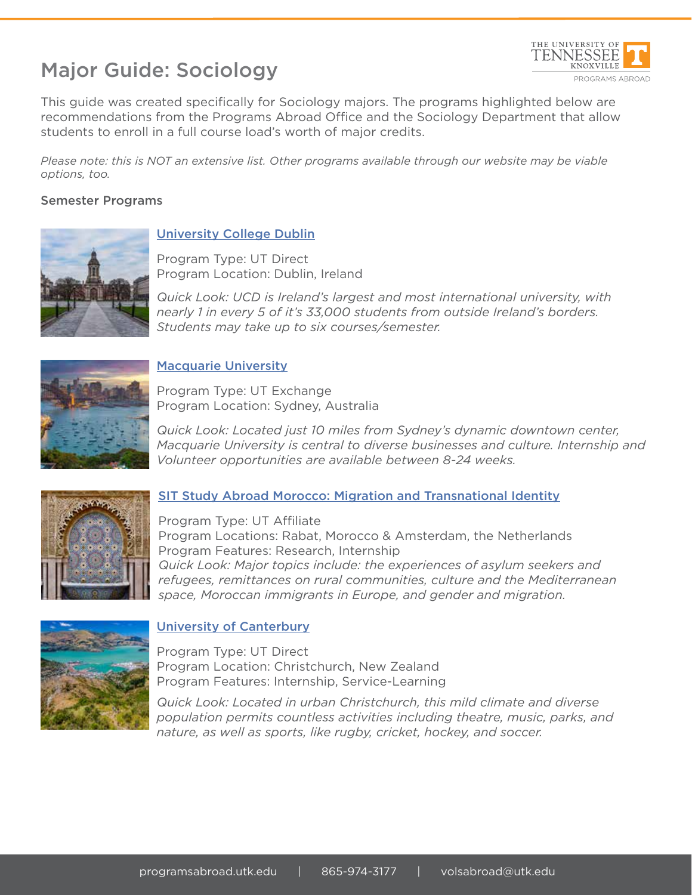# Major Guide: Sociology

This guide was created specifically for Sociology majors. The programs highlighted below are recommendations from the Programs Abroad Office and the Sociology Department that allow students to enroll in a full course load's worth of major credits.

*Please note: this is NOT an extensive list. Other programs available through our website may be viable options, too.*

## Semester Programs

### University College Dublin

Program Type: UT Direct
Program Location: Dublin, Ireland

*Quick Look: UCD is Ireland's largest and most international university, with nearly 1 in every 5 of it's 33,000 students from outside Ireland's borders. Students may take up to six courses/semester.*

### Macquarie University

Program Type: UT Exchange
Program Location: Sydney, Australia

*Quick Look: Located just 10 miles from Sydney's dynamic downtown center, Macquarie University is central to diverse businesses and culture. Internship and Volunteer opportunities are available between 8-24 weeks.*

### SIT Study Abroad Morocco: Migration and Transnational Identity

Program Type: UT Affiliate
Program Locations: Rabat, Morocco & Amsterdam, the Netherlands
Program Features: Research, Internship
*Quick Look: Major topics include: the experiences of asylum seekers and refugees, remittances on rural communities, culture and the Mediterranean space, Moroccan immigrants in Europe, and gender and migration.*

### University of Canterbury

Program Type: UT Direct
Program Location: Christchurch, New Zealand
Program Features: Internship, Service-Learning

*Quick Look: Located in urban Christchurch, this mild climate and diverse population permits countless activities including theatre, music, parks, and nature, as well as sports, like rugby, cricket, hockey, and soccer.*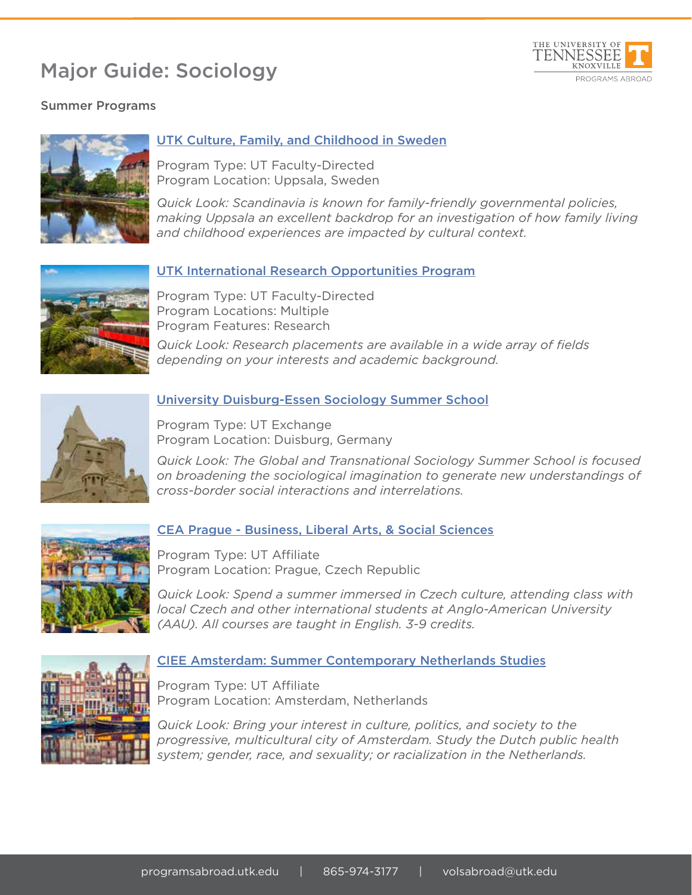# Major Guide: Sociology

## Summer Programs

### UTK Culture, Family, and Childhood in Sweden

Program Type: UT Faculty-Directed
Program Location: Uppsala, Sweden

*Quick Look: Scandinavia is known for family-friendly governmental policies, making Uppsala an excellent backdrop for an investigation of how family living and childhood experiences are impacted by cultural context.*

### UTK International Research Opportunities Program

Program Type: UT Faculty-Directed
Program Locations: Multiple
Program Features: Research

*Quick Look: Research placements are available in a wide array of fields depending on your interests and academic background.*

### University Duisburg-Essen Sociology Summer School

Program Type: UT Exchange
Program Location: Duisburg, Germany

*Quick Look: The Global and Transnational Sociology Summer School is focused on broadening the sociological imagination to generate new understandings of cross-border social interactions and interrelations.*

### CEA Prague - Business, Liberal Arts, & Social Sciences

Program Type: UT Affiliate
Program Location: Prague, Czech Republic

*Quick Look: Spend a summer immersed in Czech culture, attending class with local Czech and other international students at Anglo-American University (AAU). All courses are taught in English. 3-9 credits.*

### CIEE Amsterdam: Summer Contemporary Netherlands Studies

Program Type: UT Affiliate
Program Location: Amsterdam, Netherlands

*Quick Look: Bring your interest in culture, politics, and society to the progressive, multicultural city of Amsterdam. Study the Dutch public health system; gender, race, and sexuality; or racialization in the Netherlands.*